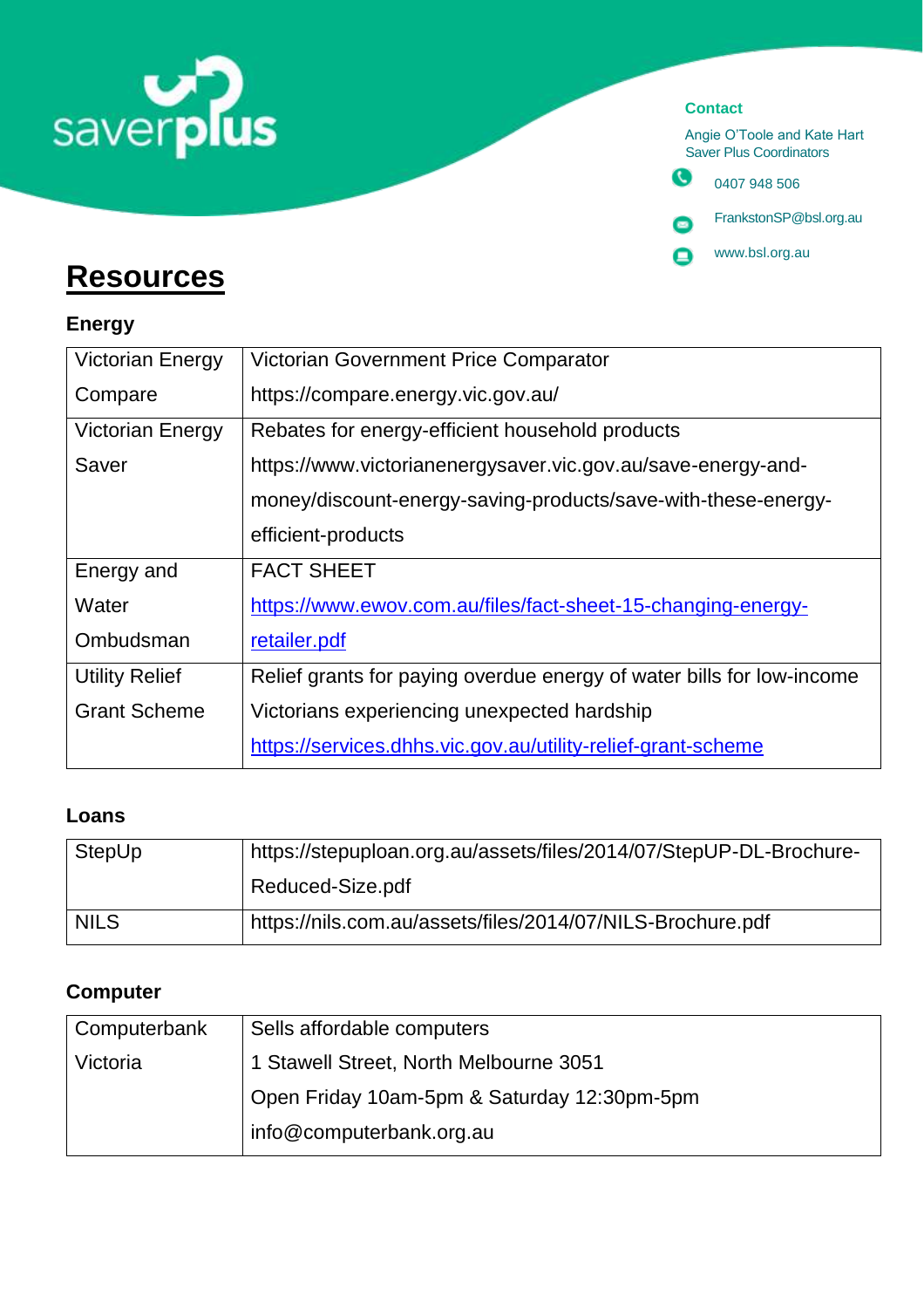saverplus

**Contact**

Angie O'Toole and Kate Hart
Saver Plus Coordinators

0407 948 506

FrankstonSP@bsl.org.au

www.bsl.org.au

# Resources

### Energy

| | |
|---|---|
| Victorian Energy Compare | Victorian Government Price Comparator https://compare.energy.vic.gov.au/ |
| Victorian Energy Saver | Rebates for energy-efficient household products https://www.victorianenergysaver.vic.gov.au/save-energy-and-money/discount-energy-saving-products/save-with-these-energy-efficient-products |
| Energy and Water Ombudsman | FACT SHEET https://www.ewov.com.au/files/fact-sheet-15-changing-energy-retailer.pdf |
| Utility Relief Grant Scheme | Relief grants for paying overdue energy of water bills for low-income Victorians experiencing unexpected hardship https://services.dhhs.vic.gov.au/utility-relief-grant-scheme |

### Loans

| | |
|---|---|
| StepUp | https://stepuploan.org.au/assets/files/2014/07/StepUP-DL-Brochure-Reduced-Size.pdf |
| NILS | https://nils.com.au/assets/files/2014/07/NILS-Brochure.pdf |

### Computer

| | |
|---|---|
| Computerbank Victoria | Sells affordable computers<br>1 Stawell Street, North Melbourne 3051<br>Open Friday 10am-5pm & Saturday 12:30pm-5pm<br>info@computerbank.org.au |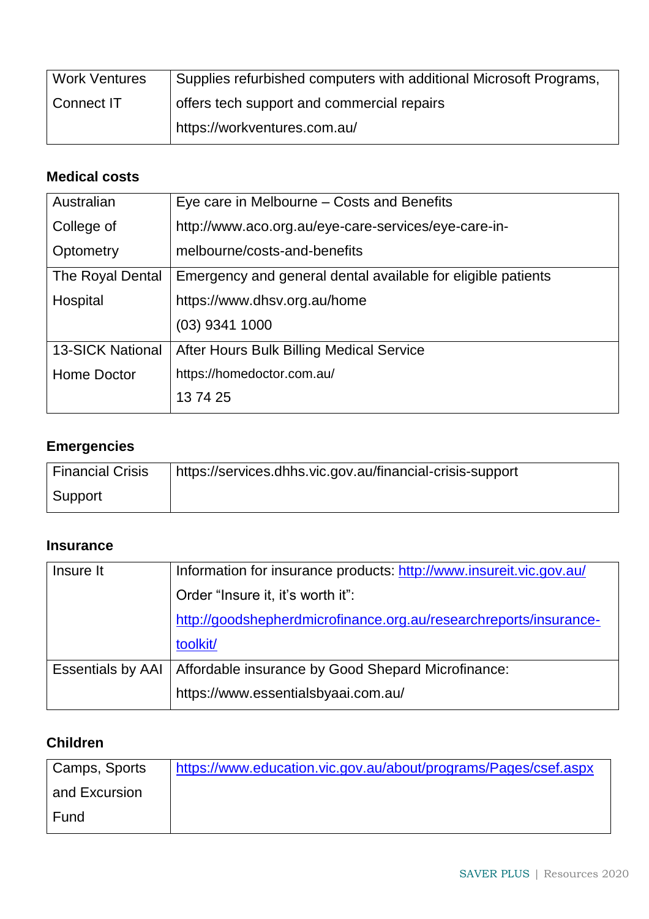| | |
|---|---|
| Work Ventures Connect IT | Supplies refurbished computers with additional Microsoft Programs, offers tech support and commercial repairs https://workventures.com.au/ |

**Medical costs**

| | |
|---|---|
| Australian College of Optometry | Eye care in Melbourne – Costs and Benefits http://www.aco.org.au/eye-care-services/eye-care-in-melbourne/costs-and-benefits |
| The Royal Dental Hospital | Emergency and general dental available for eligible patients https://www.dhsv.org.au/home (03) 9341 1000 |
| 13-SICK National Home Doctor | After Hours Bulk Billing Medical Service https://homedoctor.com.au/ 13 74 25 |

**Emergencies**

| | |
|---|---|
| Financial Crisis Support | https://services.dhhs.vic.gov.au/financial-crisis-support |

**Insurance**

| | |
|---|---|
| Insure It | Information for insurance products: http://www.insureit.vic.gov.au/ Order "Insure it, it's worth it": http://goodshepherdmicrofinance.org.au/researchreports/insurance-toolkit/ |
| Essentials by AAI | Affordable insurance by Good Shepard Microfinance: https://www.essentialsbyaai.com.au/ |

**Children**

| | |
|---|---|
| Camps, Sports and Excursion Fund | https://www.education.vic.gov.au/about/programs/Pages/csef.aspx |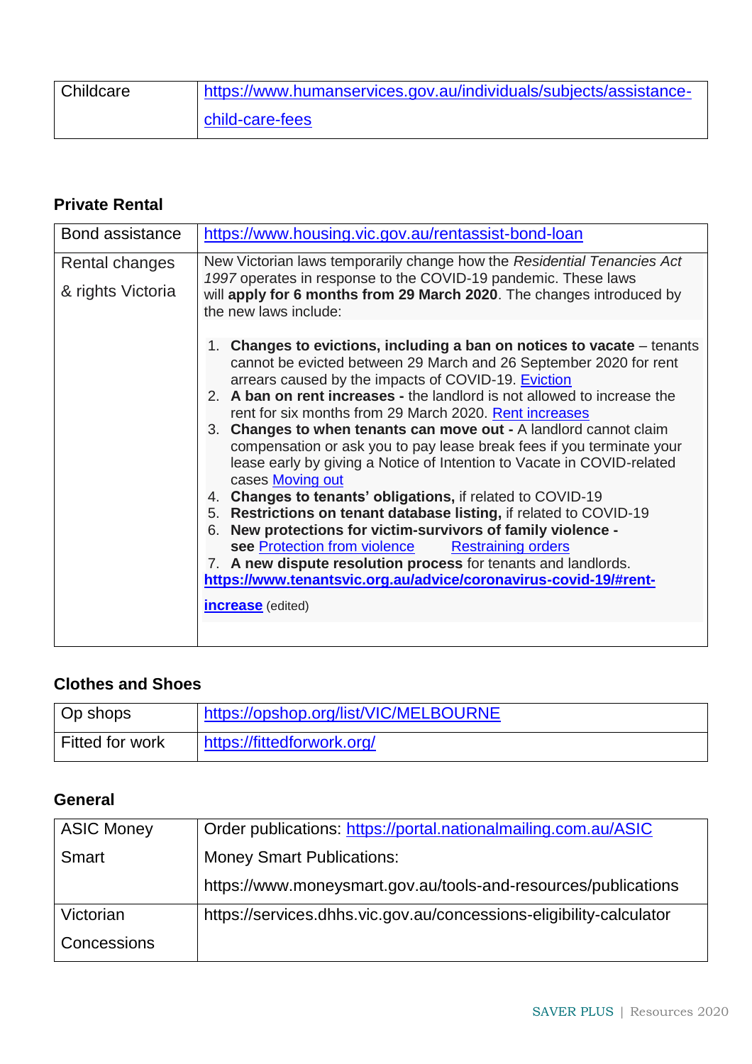| | |
|---|---|
| Childcare | https://www.humanservices.gov.au/individuals/subjects/assistance-child-care-fees |

### Private Rental

| | |
|---|---|
| Bond assistance | https://www.housing.vic.gov.au/rentassist-bond-loan |
| Rental changes & rights Victoria | New Victorian laws temporarily change how the *Residential Tenancies Act 1997* operates in response to the COVID-19 pandemic. These laws will **apply for 6 months from 29 March 2020**. The changes introduced by the new laws include:<br><br>1. **Changes to evictions, including a ban on notices to vacate** – tenants cannot be evicted between 29 March and 26 September 2020 for rent arrears caused by the impacts of COVID-19. Eviction<br>2. **A ban on rent increases -** the landlord is not allowed to increase the rent for six months from 29 March 2020. Rent increases<br>3. **Changes to when tenants can move out -** A landlord cannot claim compensation or ask you to pay lease break fees if you terminate your lease early by giving a Notice of Intention to Vacate in COVID-related cases Moving out<br>4. **Changes to tenants' obligations,** if related to COVID-19<br>5. **Restrictions on tenant database listing,** if related to COVID-19<br>6. **New protections for victim-survivors of family violence - see** Protection from violence Restraining orders<br>7. **A new dispute resolution process** for tenants and landlords.<br>**https://www.tenantsvic.org.au/advice/coronavirus-covid-19/#rent-increase** (edited) |

### Clothes and Shoes

| | |
|---|---|
| Op shops | https://opshop.org/list/VIC/MELBOURNE |
| Fitted for work | https://fittedforwork.org/ |

### General

| | |
|---|---|
| ASIC Money Smart | Order publications: https://portal.nationalmailing.com.au/ASIC<br>Money Smart Publications:<br>https://www.moneysmart.gov.au/tools-and-resources/publications |
| Victorian Concessions | https://services.dhhs.vic.gov.au/concessions-eligibility-calculator |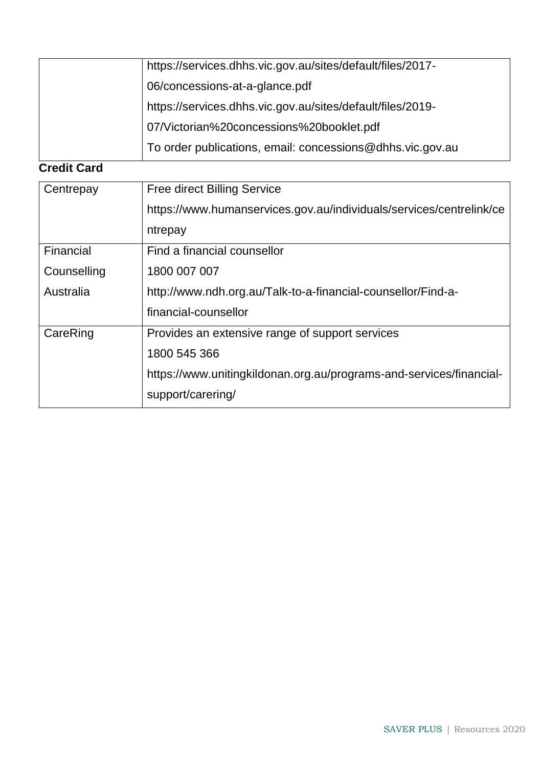| | |
|---|---|
| | https://services.dhhs.vic.gov.au/sites/default/files/2017-06/concessions-at-a-glance.pdf<br>https://services.dhhs.vic.gov.au/sites/default/files/2019-07/Victorian%20concessions%20booklet.pdf<br>To order publications, email: concessions@dhhs.vic.gov.au |

**Credit Card**

| | |
|---|---|
| Centrepay | Free direct Billing Service<br>https://www.humanservices.gov.au/individuals/services/centrelink/centrepay |
| Financial Counselling Australia | Find a financial counsellor<br>1800 007 007<br>http://www.ndh.org.au/Talk-to-a-financial-counsellor/Find-a-financial-counsellor |
| CareRing | Provides an extensive range of support services<br>1800 545 366<br>https://www.unitingkildonan.org.au/programs-and-services/financial-support/carering/ |